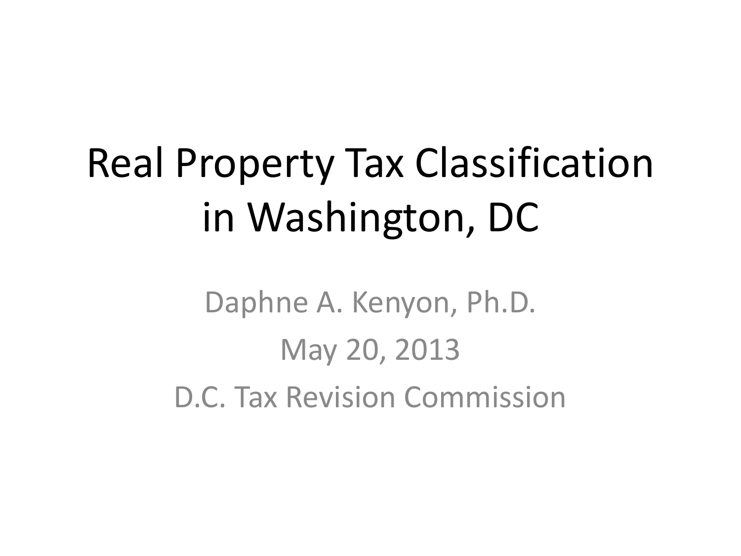# Real Property Tax Classification in Washington, DC

Daphne A. Kenyon, Ph.D.

May 20, 2013

D.C. Tax Revision Commission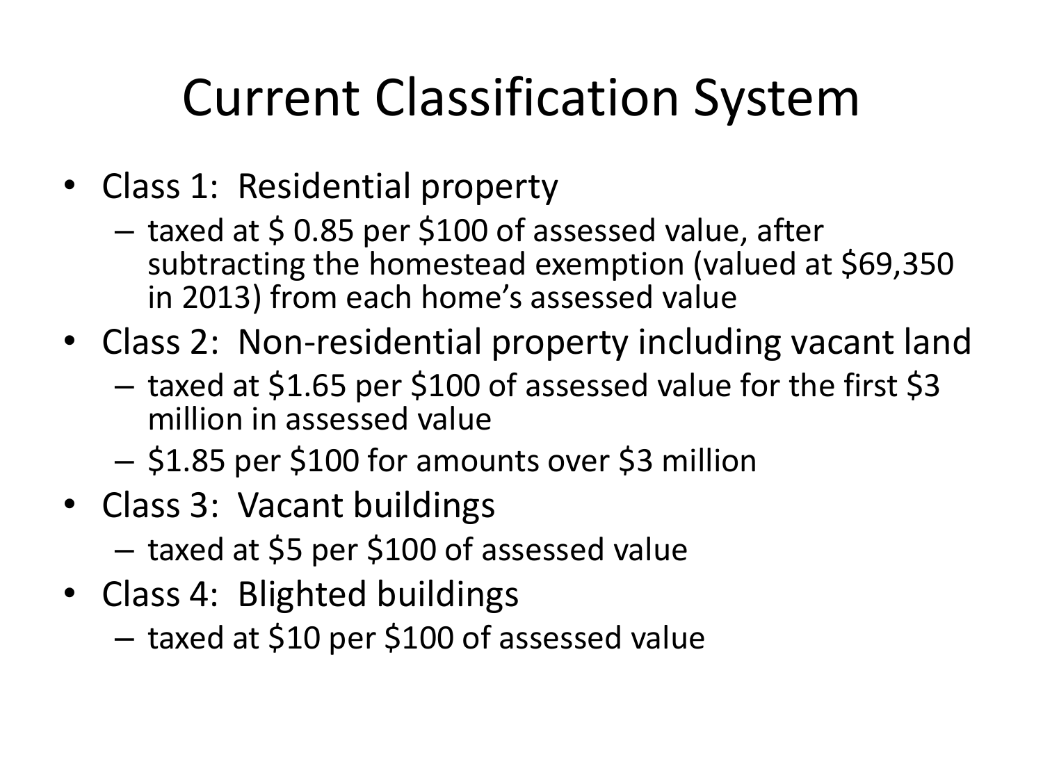# Current Classification System

- Class 1: Residential property
  - taxed at $ 0.85 per $100 of assessed value, after subtracting the homestead exemption (valued at $69,350 in 2013) from each home's assessed value
- Class 2: Non-residential property including vacant land
  - taxed at $1.65 per $100 of assessed value for the first $3 million in assessed value
  - $1.85 per $100 for amounts over $3 million
- Class 3: Vacant buildings
  - taxed at $5 per $100 of assessed value
- Class 4: Blighted buildings
  - taxed at $10 per $100 of assessed value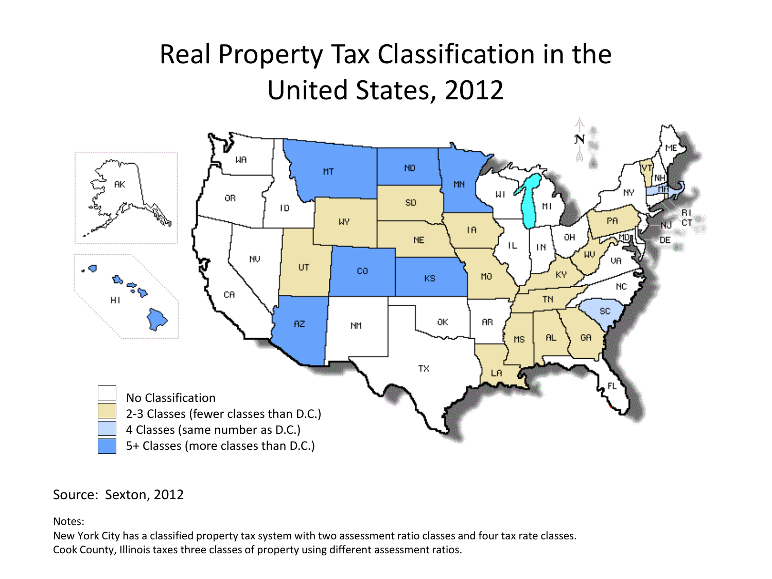# Real Property Tax Classification in the United States, 2012

- No Classification
- 2-3 Classes (fewer classes than D.C.)
- 4 Classes (same number as D.C.)
- 5+ Classes (more classes than D.C.)

Source: Sexton, 2012

Notes:
New York City has a classified property tax system with two assessment ratio classes and four tax rate classes.
Cook County, Illinois taxes three classes of property using different assessment ratios.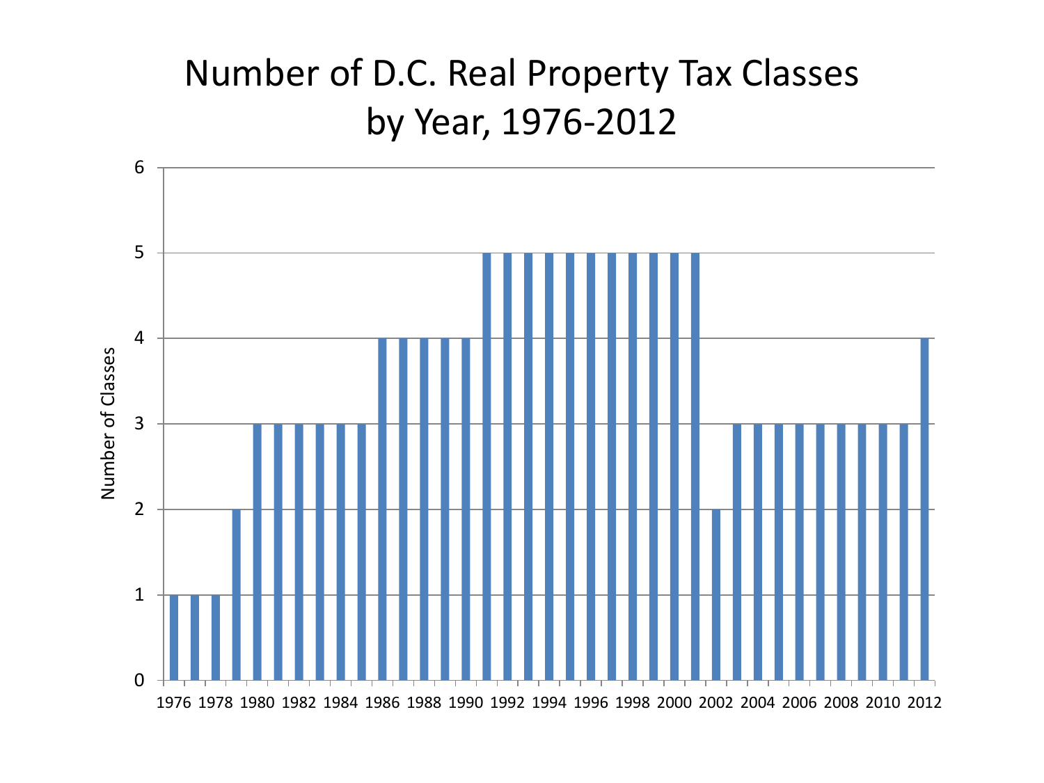# Number of D.C. Real Property Tax Classes by Year, 1976-2012

| Year | Number of Classes |
|---|---|
| 1976 | 1 |
| 1977 | 1 |
| 1978 | 1 |
| 1979 | 2 |
| 1980 | 3 |
| 1981 | 3 |
| 1982 | 3 |
| 1983 | 3 |
| 1984 | 3 |
| 1985 | 3 |
| 1986 | 4 |
| 1987 | 4 |
| 1988 | 4 |
| 1989 | 4 |
| 1990 | 4 |
| 1991 | 5 |
| 1992 | 5 |
| 1993 | 5 |
| 1994 | 5 |
| 1995 | 5 |
| 1996 | 5 |
| 1997 | 5 |
| 1998 | 5 |
| 1999 | 5 |
| 2000 | 5 |
| 2001 | 5 |
| 2002 | 2 |
| 2003 | 3 |
| 2004 | 3 |
| 2005 | 3 |
| 2006 | 3 |
| 2007 | 3 |
| 2008 | 3 |
| 2009 | 3 |
| 2010 | 3 |
| 2011 | 3 |
| 2012 | 4 |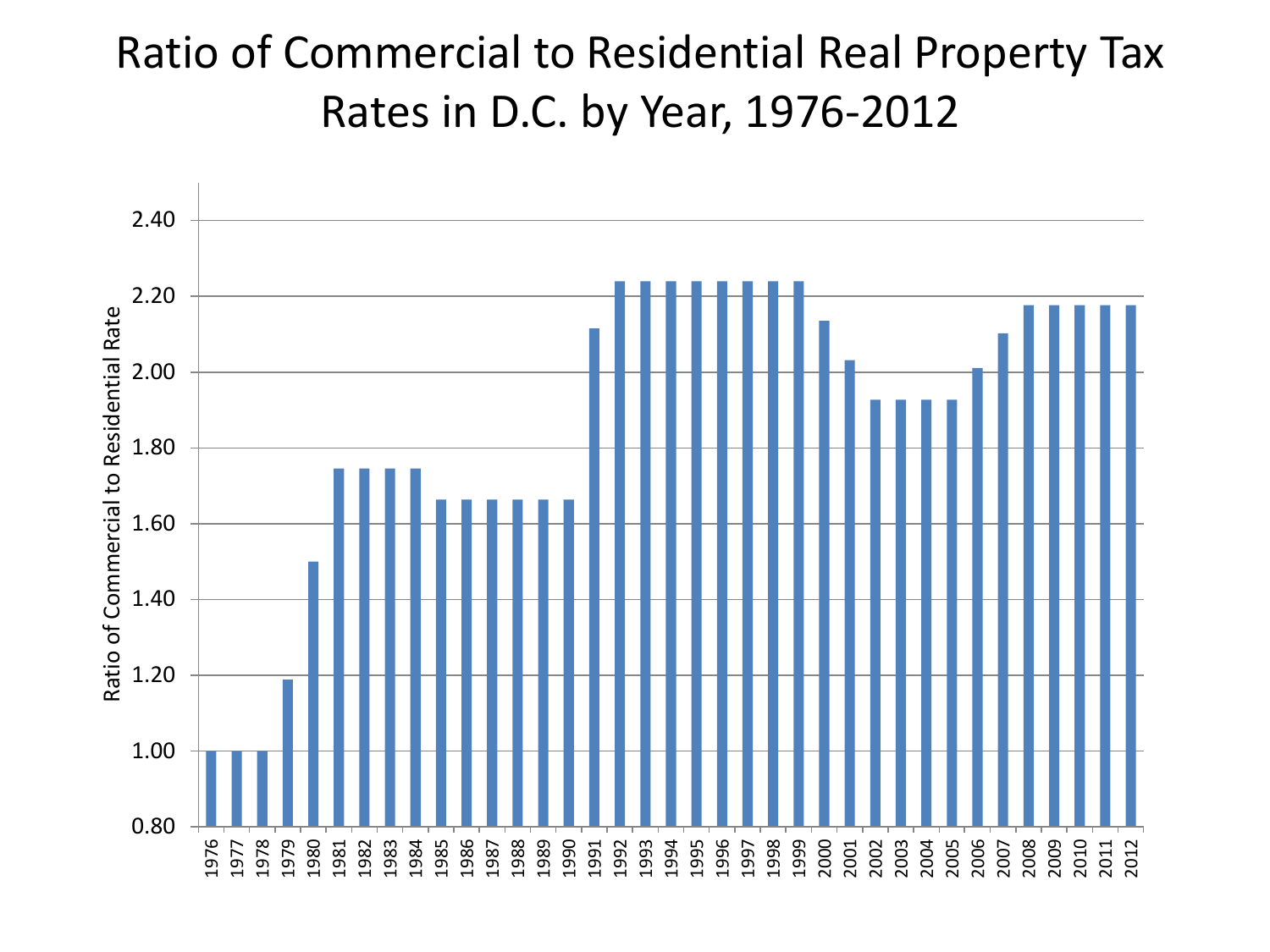# Ratio of Commercial to Residential Real Property Tax Rates in D.C. by Year, 1976-2012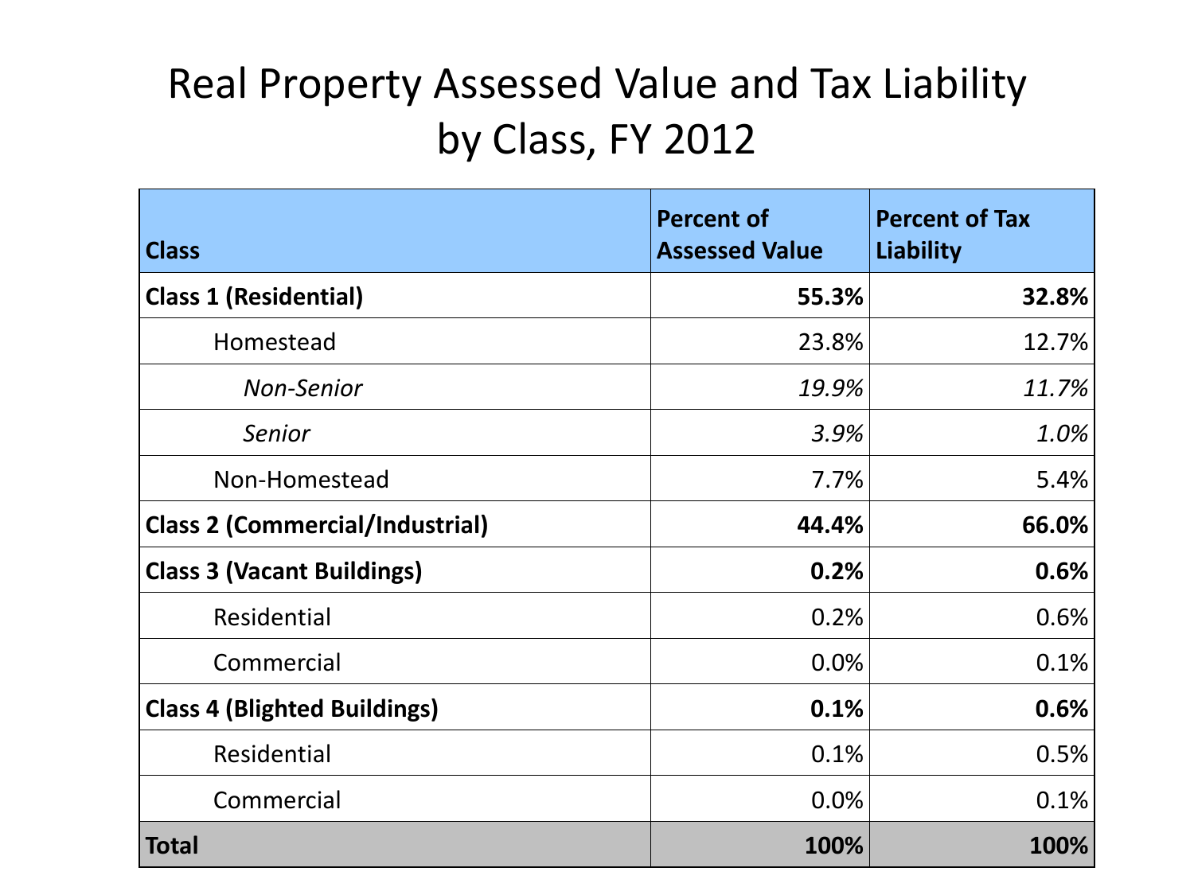# Real Property Assessed Value and Tax Liability by Class, FY 2012

| Class | Percent of Assessed Value | Percent of Tax Liability |
|---|---:|---:|
| **Class 1 (Residential)** | **55.3%** | **32.8%** |
| Homestead | 23.8% | 12.7% |
| *Non-Senior* | *19.9%* | *11.7%* |
| *Senior* | *3.9%* | *1.0%* |
| Non-Homestead | 7.7% | 5.4% |
| **Class 2 (Commercial/Industrial)** | **44.4%** | **66.0%** |
| **Class 3 (Vacant Buildings)** | **0.2%** | **0.6%** |
| Residential | 0.2% | 0.6% |
| Commercial | 0.0% | 0.1% |
| **Class 4 (Blighted Buildings)** | **0.1%** | **0.6%** |
| Residential | 0.1% | 0.5% |
| Commercial | 0.0% | 0.1% |
| **Total** | **100%** | **100%** |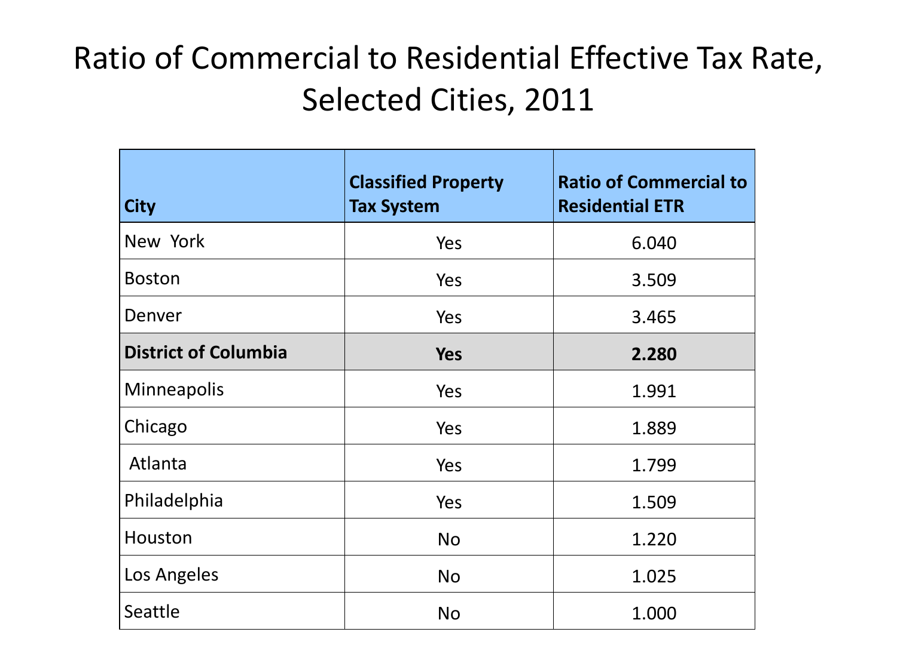# Ratio of Commercial to Residential Effective Tax Rate, Selected Cities, 2011

| City | Classified Property Tax System | Ratio of Commercial to Residential ETR |
|---|---|---|
| New York | Yes | 6.040 |
| Boston | Yes | 3.509 |
| Denver | Yes | 3.465 |
| **District of Columbia** | **Yes** | **2.280** |
| Minneapolis | Yes | 1.991 |
| Chicago | Yes | 1.889 |
| Atlanta | Yes | 1.799 |
| Philadelphia | Yes | 1.509 |
| Houston | No | 1.220 |
| Los Angeles | No | 1.025 |
| Seattle | No | 1.000 |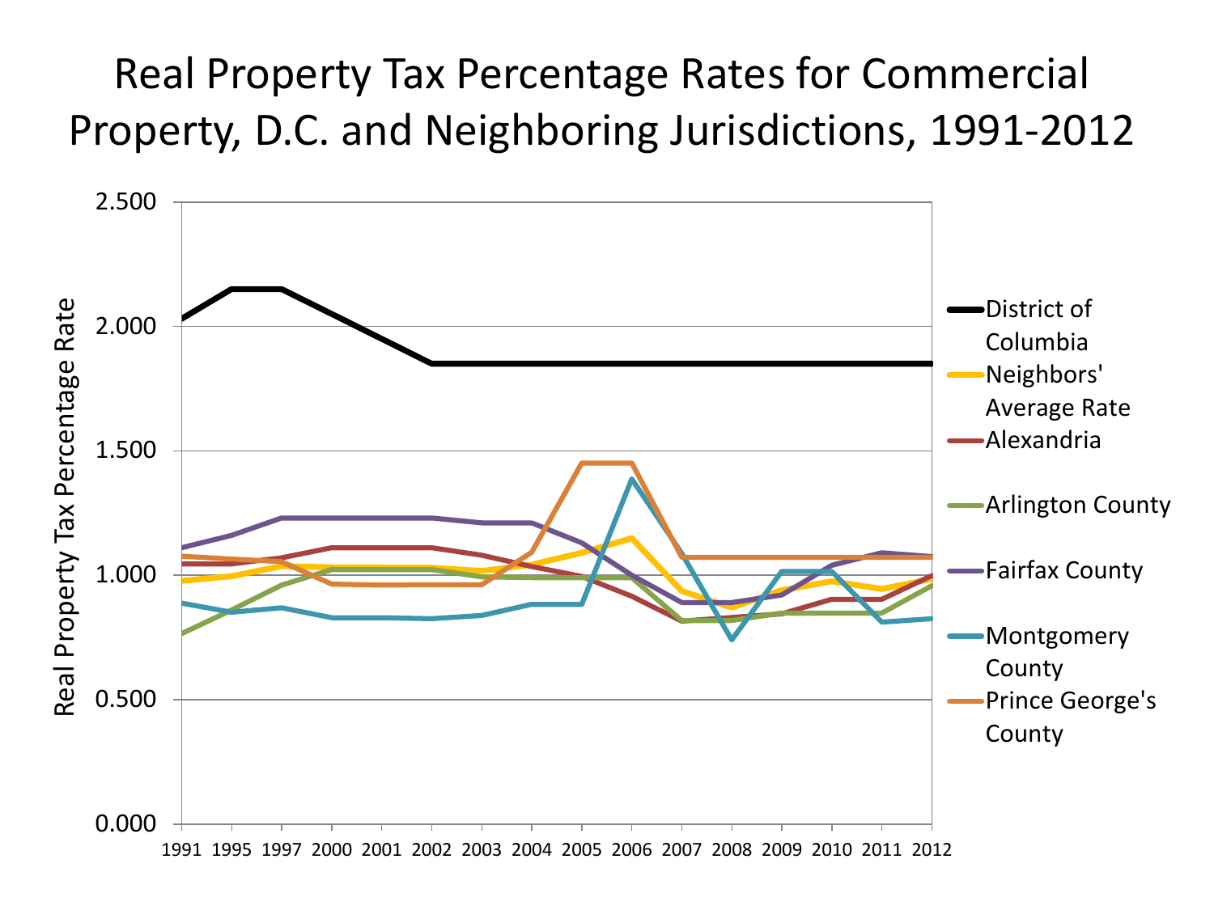# Real Property Tax Percentage Rates for Commercial Property, D.C. and Neighboring Jurisdictions, 1991-2012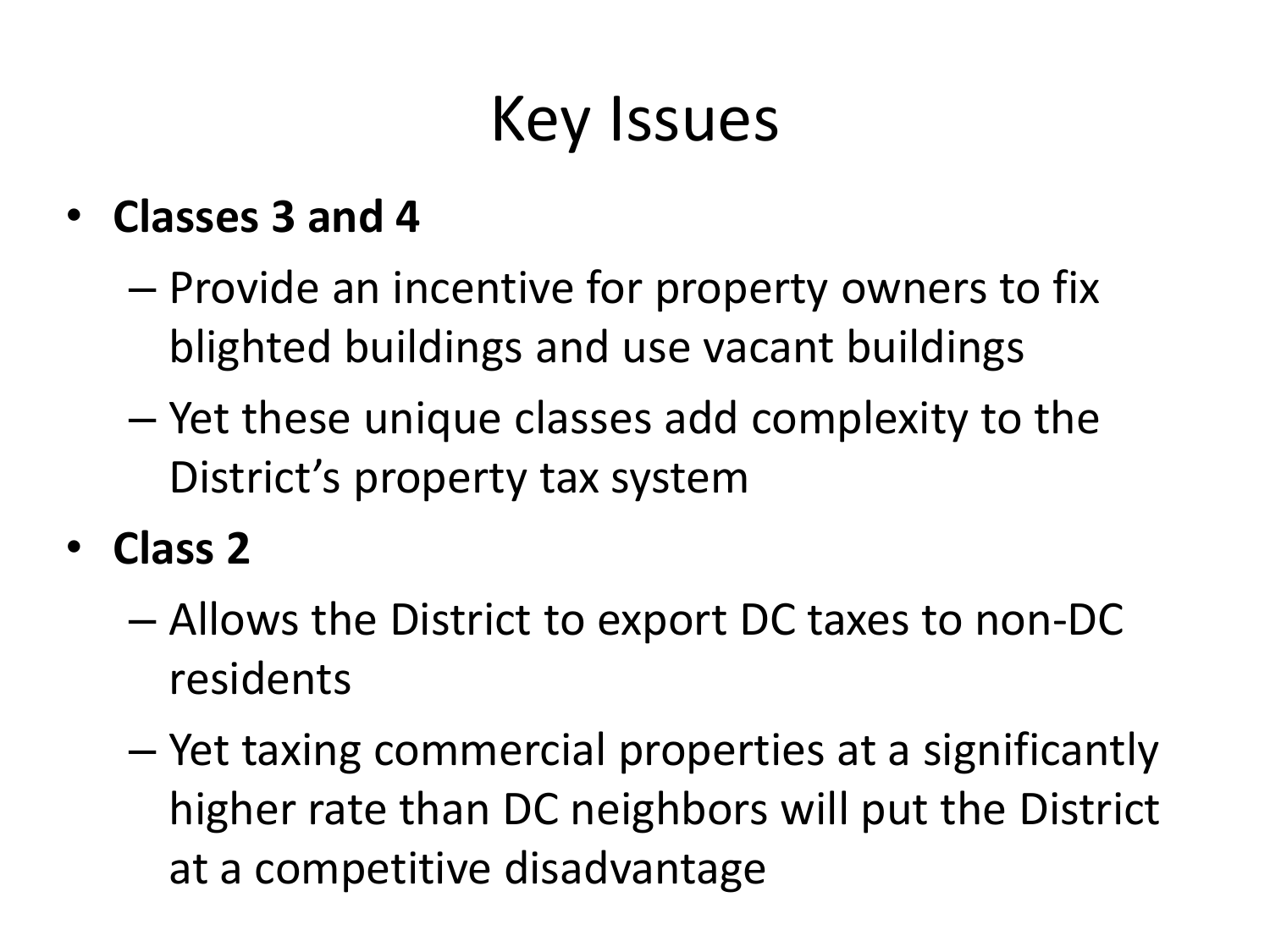# Key Issues

- **Classes 3 and 4**
  - Provide an incentive for property owners to fix blighted buildings and use vacant buildings
  - Yet these unique classes add complexity to the District's property tax system
- **Class 2**
  - Allows the District to export DC taxes to non-DC residents
  - Yet taxing commercial properties at a significantly higher rate than DC neighbors will put the District at a competitive disadvantage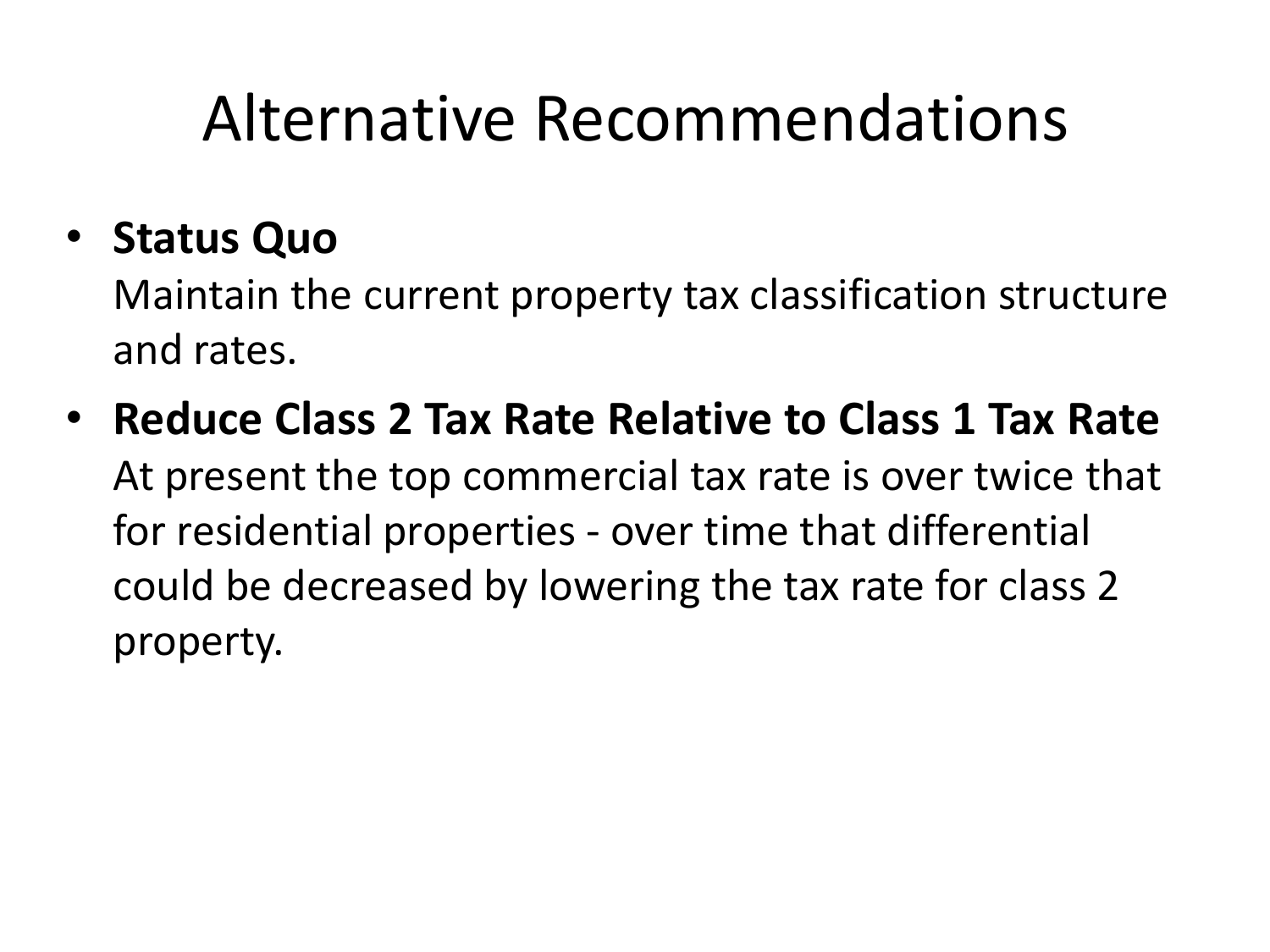# Alternative Recommendations

- **Status Quo**
  Maintain the current property tax classification structure and rates.
- **Reduce Class 2 Tax Rate Relative to Class 1 Tax Rate**
  At present the top commercial tax rate is over twice that for residential properties - over time that differential could be decreased by lowering the tax rate for class 2 property.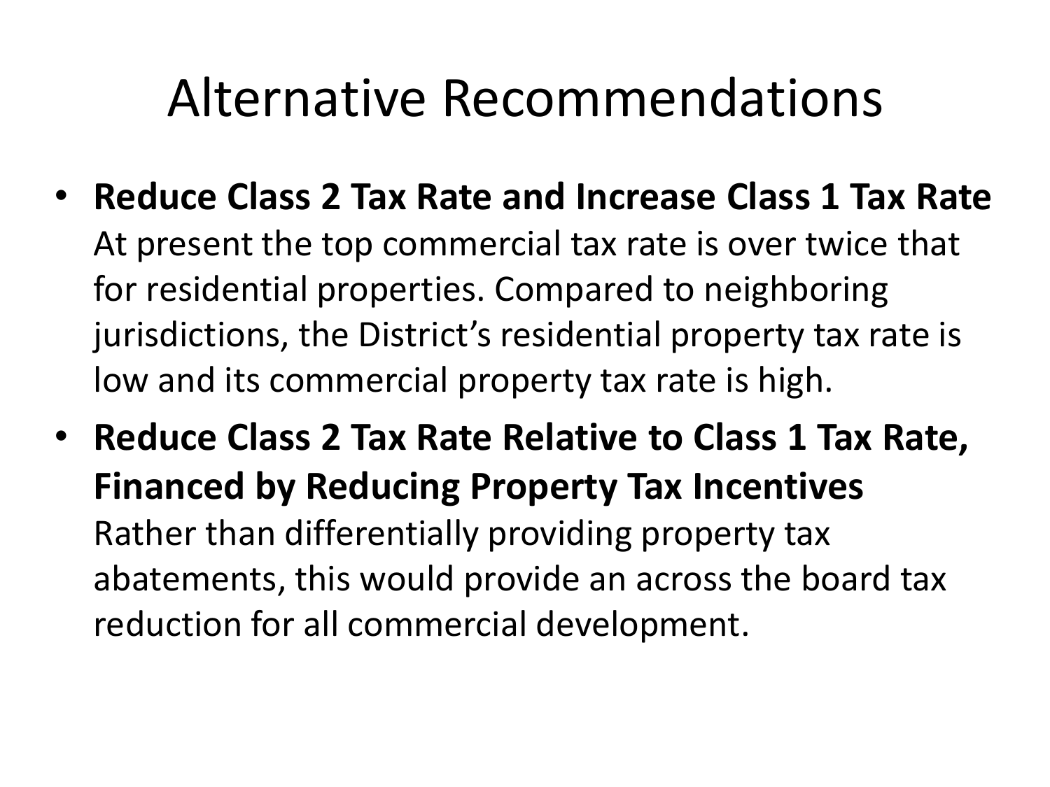# Alternative Recommendations

- **Reduce Class 2 Tax Rate and Increase Class 1 Tax Rate**
  At present the top commercial tax rate is over twice that for residential properties. Compared to neighboring jurisdictions, the District's residential property tax rate is low and its commercial property tax rate is high.
- **Reduce Class 2 Tax Rate Relative to Class 1 Tax Rate, Financed by Reducing Property Tax Incentives**
  Rather than differentially providing property tax abatements, this would provide an across the board tax reduction for all commercial development.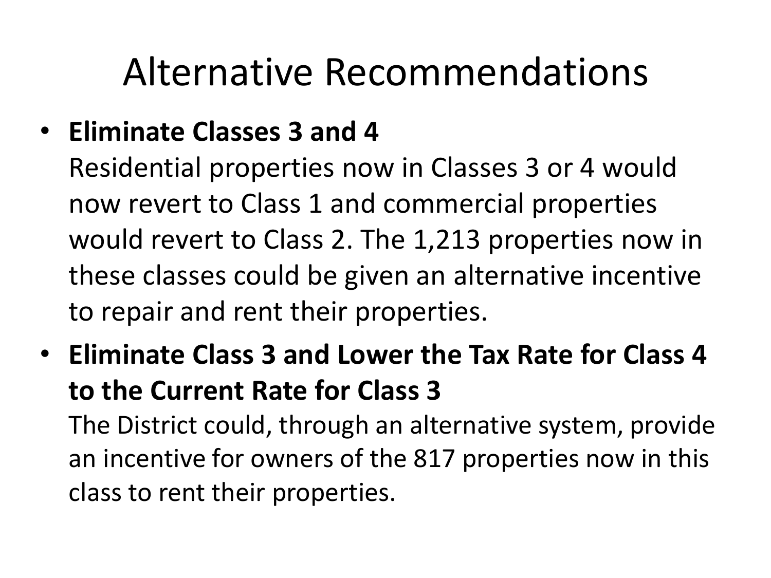# Alternative Recommendations

- **Eliminate Classes 3 and 4**
  Residential properties now in Classes 3 or 4 would now revert to Class 1 and commercial properties would revert to Class 2. The 1,213 properties now in these classes could be given an alternative incentive to repair and rent their properties.
- **Eliminate Class 3 and Lower the Tax Rate for Class 4 to the Current Rate for Class 3**
  The District could, through an alternative system, provide an incentive for owners of the 817 properties now in this class to rent their properties.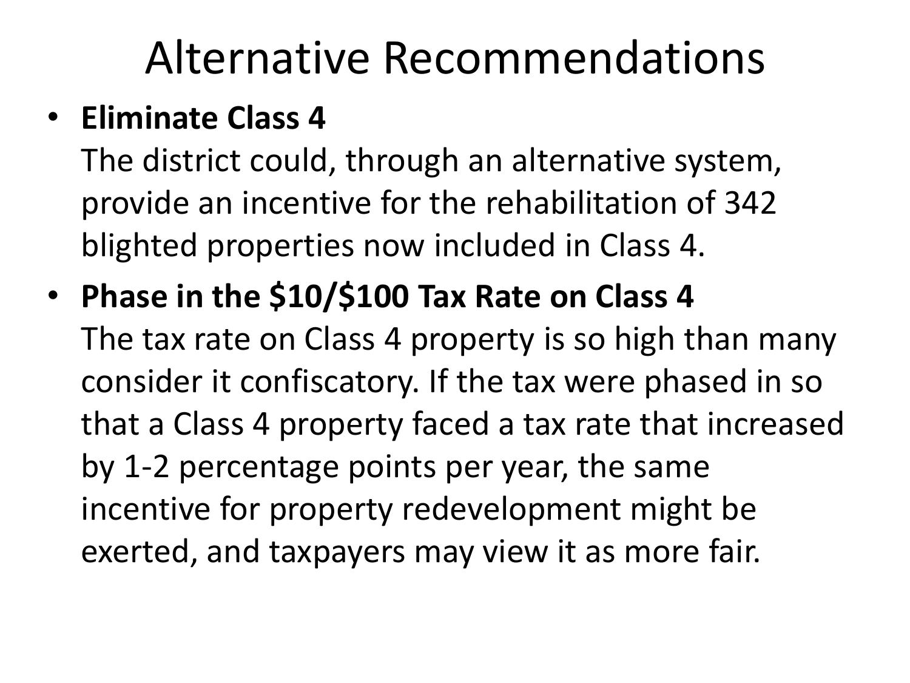# Alternative Recommendations

- **Eliminate Class 4**
  The district could, through an alternative system, provide an incentive for the rehabilitation of 342 blighted properties now included in Class 4.
- **Phase in the $10/$100 Tax Rate on Class 4**
  The tax rate on Class 4 property is so high than many consider it confiscatory. If the tax were phased in so that a Class 4 property faced a tax rate that increased by 1-2 percentage points per year, the same incentive for property redevelopment might be exerted, and taxpayers may view it as more fair.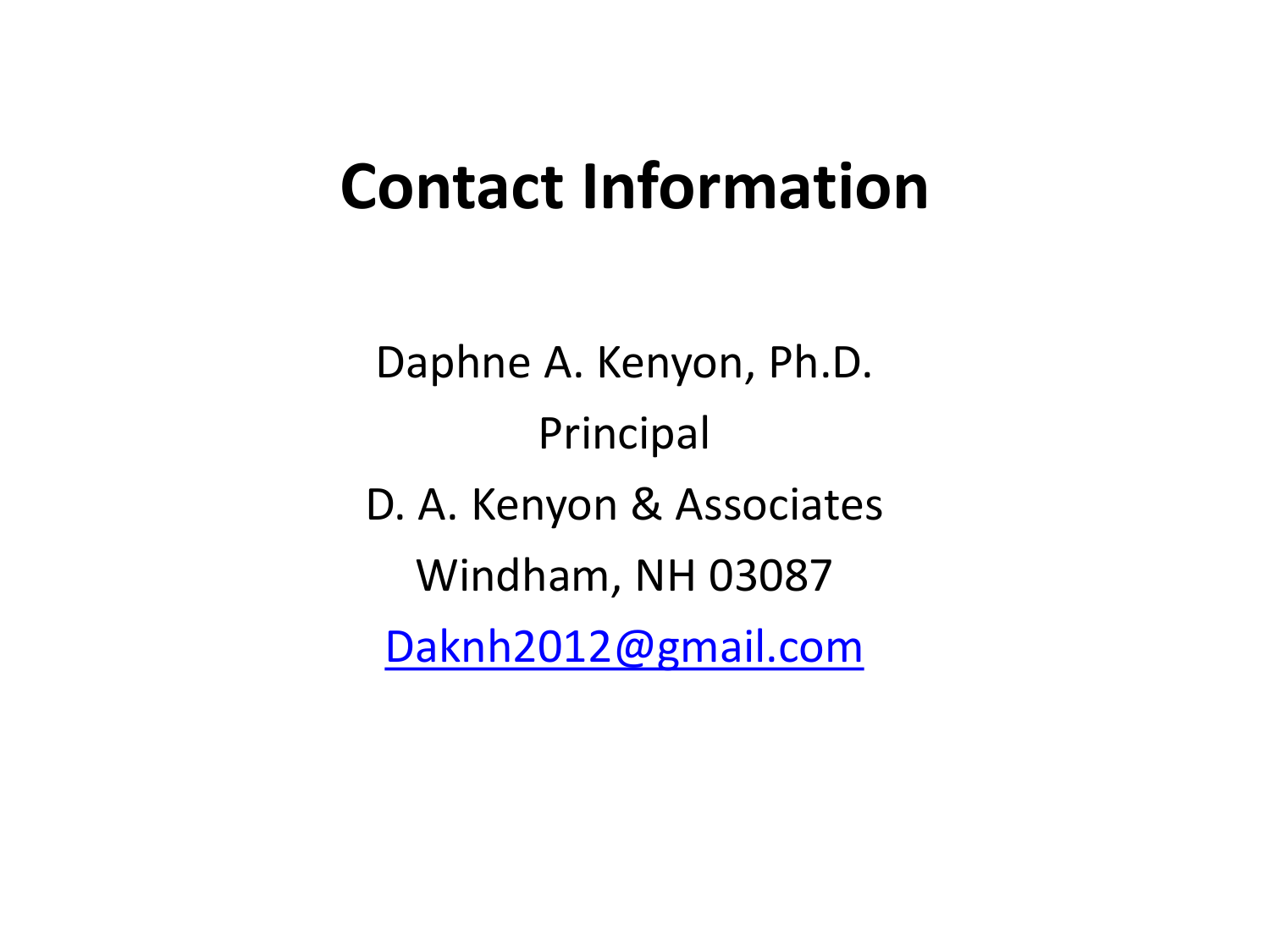# Contact Information

Daphne A. Kenyon, Ph.D.

Principal

D. A. Kenyon & Associates

Windham, NH 03087

Daknh2012@gmail.com